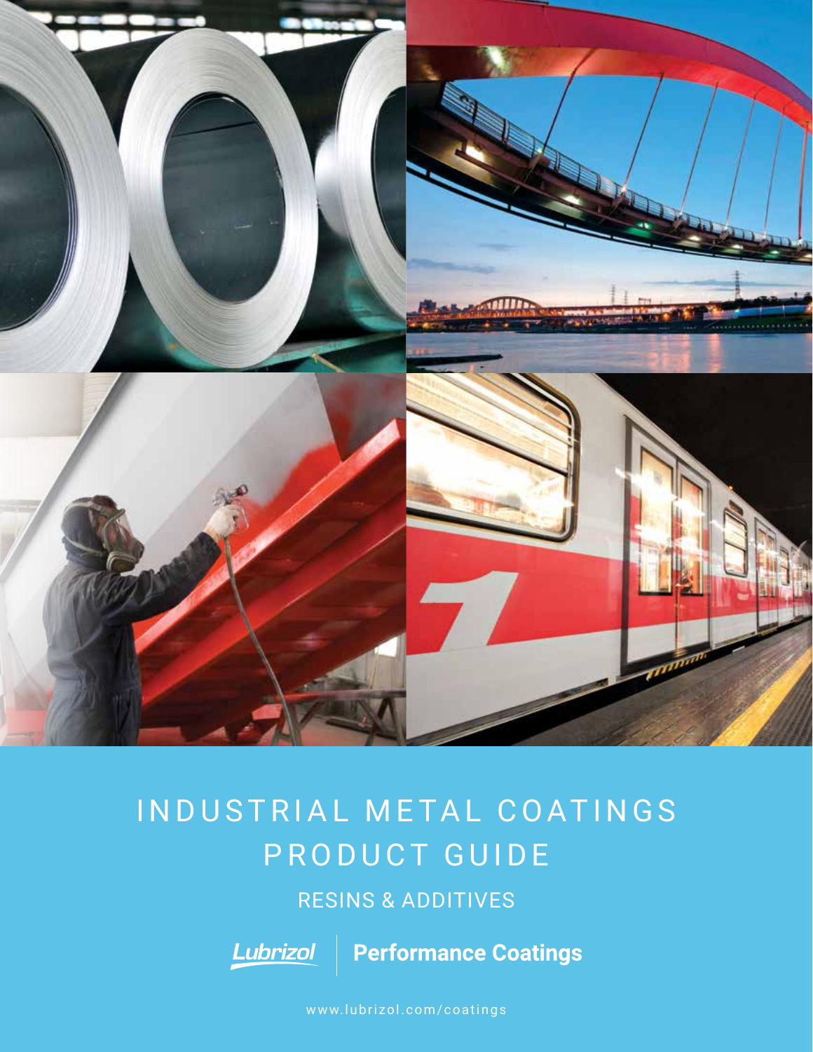# INDUSTRIAL METAL COATINGS PRODUCT GUIDE

## RESINS & ADDITIVES

Lubrizol | Performance Coatings

www.lubrizol.com/coatings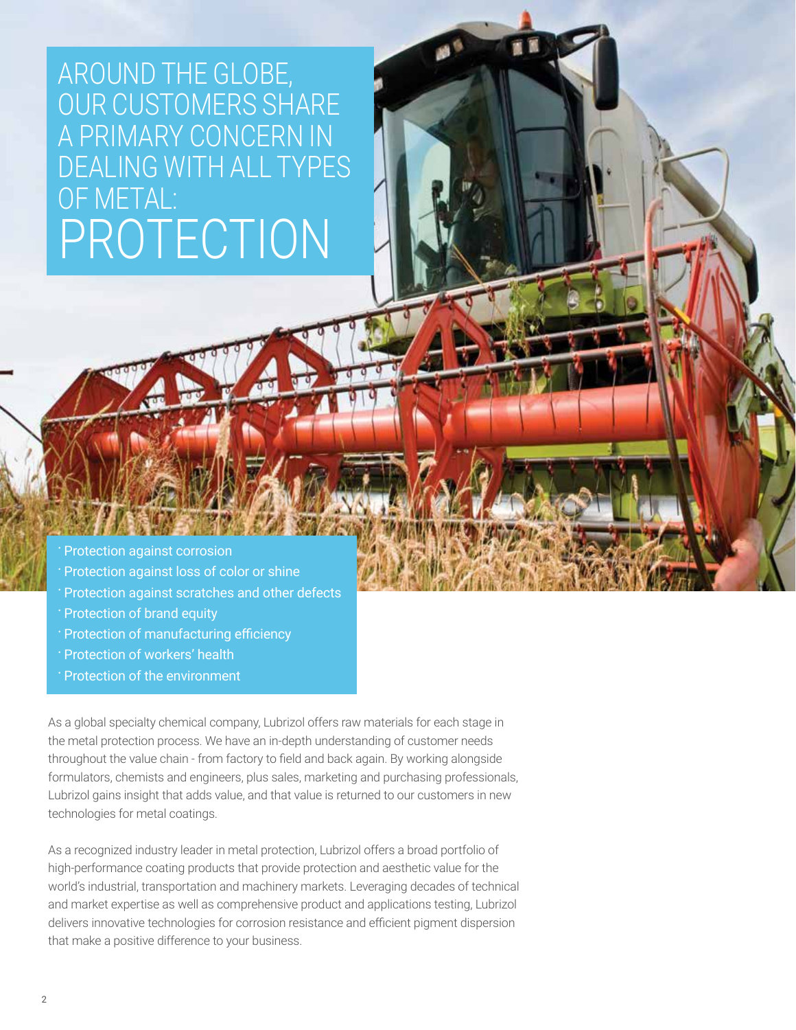# AROUND THE GLOBE, OUR CUSTOMERS SHARE A PRIMARY CONCERN IN DEALING WITH ALL TYPES OF METAL: PROTECTION

- Protection against corrosion
- Protection against loss of color or shine
- Protection against scratches and other defects
- Protection of brand equity
- Protection of manufacturing efficiency
- Protection of workers' health
- Protection of the environment

As a global specialty chemical company, Lubrizol offers raw materials for each stage in the metal protection process. We have an in-depth understanding of customer needs throughout the value chain - from factory to field and back again. By working alongside formulators, chemists and engineers, plus sales, marketing and purchasing professionals, Lubrizol gains insight that adds value, and that value is returned to our customers in new technologies for metal coatings.

As a recognized industry leader in metal protection, Lubrizol offers a broad portfolio of high-performance coating products that provide protection and aesthetic value for the world's industrial, transportation and machinery markets. Leveraging decades of technical and market expertise as well as comprehensive product and applications testing, Lubrizol delivers innovative technologies for corrosion resistance and efficient pigment dispersion that make a positive difference to your business.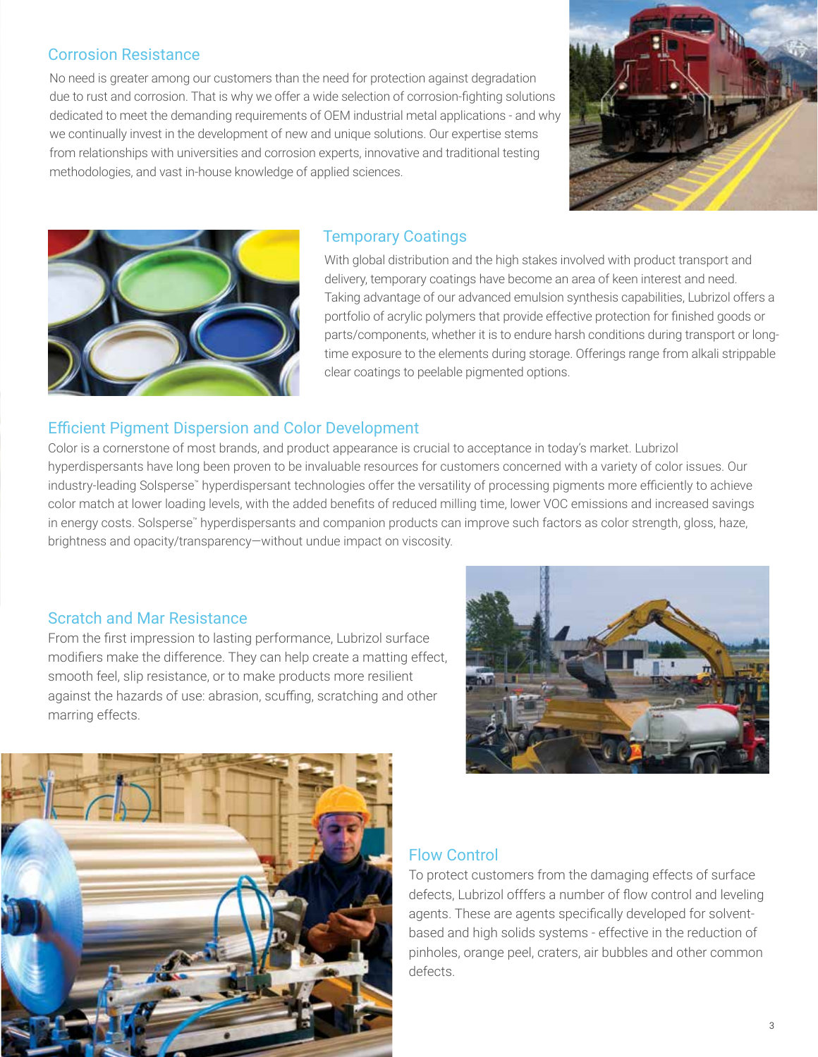## Corrosion Resistance

No need is greater among our customers than the need for protection against degradation due to rust and corrosion. That is why we offer a wide selection of corrosion-fighting solutions dedicated to meet the demanding requirements of OEM industrial metal applications - and why we continually invest in the development of new and unique solutions. Our expertise stems from relationships with universities and corrosion experts, innovative and traditional testing methodologies, and vast in-house knowledge of applied sciences.

## Temporary Coatings

With global distribution and the high stakes involved with product transport and delivery, temporary coatings have become an area of keen interest and need. Taking advantage of our advanced emulsion synthesis capabilities, Lubrizol offers a portfolio of acrylic polymers that provide effective protection for finished goods or parts/components, whether it is to endure harsh conditions during transport or long-time exposure to the elements during storage. Offerings range from alkali strippable clear coatings to peelable pigmented options.

## Efficient Pigment Dispersion and Color Development

Color is a cornerstone of most brands, and product appearance is crucial to acceptance in today's market. Lubrizol hyperdispersants have long been proven to be invaluable resources for customers concerned with a variety of color issues. Our industry-leading Solsperse™ hyperdispersant technologies offer the versatility of processing pigments more efficiently to achieve color match at lower loading levels, with the added benefits of reduced milling time, lower VOC emissions and increased savings in energy costs. Solsperse™ hyperdispersants and companion products can improve such factors as color strength, gloss, haze, brightness and opacity/transparency—without undue impact on viscosity.

## Scratch and Mar Resistance

From the first impression to lasting performance, Lubrizol surface modifiers make the difference. They can help create a matting effect, smooth feel, slip resistance, or to make products more resilient against the hazards of use: abrasion, scuffing, scratching and other marring effects.

## Flow Control

To protect customers from the damaging effects of surface defects, Lubrizol offfers a number of flow control and leveling agents. These are agents specifically developed for solvent-based and high solids systems - effective in the reduction of pinholes, orange peel, craters, air bubbles and other common defects.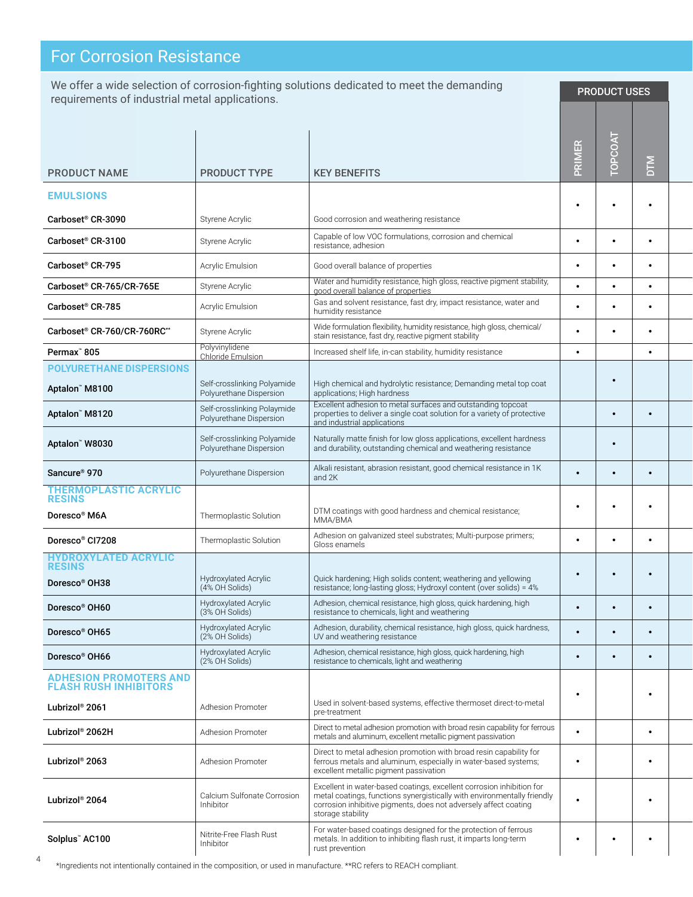## For Corrosion Resistance

We offer a wide selection of corrosion-fighting solutions dedicated to meet the demanding requirements of industrial metal applications.

| PRODUCT NAME | PRODUCT TYPE | KEY BENEFITS | PRIMER | TOPCOAT | DTM |
|---|---|---|---|---|---|
| **EMULSIONS** | | | | | |
| **Carboset® CR-3090** | Styrene Acrylic | Good corrosion and weathering resistance | • | • | • |
| **Carboset® CR-3100** | Styrene Acrylic | Capable of low VOC formulations, corrosion and chemical resistance, adhesion | • | • | • |
| **Carboset® CR-795** | Acrylic Emulsion | Good overall balance of properties | • | • | • |
| **Carboset® CR-765/CR-765E** | Styrene Acrylic | Water and humidity resistance, high gloss, reactive pigment stability, good overall balance of properties | • | • | • |
| **Carboset® CR-785** | Acrylic Emulsion | Gas and solvent resistance, fast dry, impact resistance, water and humidity resistance | • | • | • |
| **Carboset® CR-760/CR-760RC\*\*** | Styrene Acrylic | Wide formulation flexibility, humidity resistance, high gloss, chemical/stain resistance, fast dry, reactive pigment stability | • | • | • |
| **Permax™ 805** | Polyvinylidene Chloride Emulsion | Increased shelf life, in-can stability, humidity resistance | • | | • |
| **POLYURETHANE DISPERSIONS** | | | | | |
| **Aptalon™ M8100** | Self-crosslinking Polyamide Polyurethane Dispersion | High chemical and hydrolytic resistance; Demanding metal top coat applications; High hardness | | • | |
| **Aptalon™ M8120** | Self-crosslinking Polaymide Polyurethane Dispersion | Excellent adhesion to metal surfaces and outstanding topcoat properties to deliver a single coat solution for a variety of protective and industrial applications | | • | • |
| **Aptalon™ W8030** | Self-crosslinking Polyamide Polyurethane Dispersion | Naturally matte finish for low gloss applications, excellent hardness and durability, outstanding chemical and weathering resistance | | • | |
| **Sancure® 970** | Polyurethane Dispersion | Alkali resistant, abrasion resistant, good chemical resistance in 1K and 2K | • | • | • |
| **THERMOPLASTIC ACRYLIC RESINS** | | | | | |
| **Doresco® M6A** | Thermoplastic Solution | DTM coatings with good hardness and chemical resistance; MMA/BMA | • | • | • |
| **Doresco® CI7208** | Thermoplastic Solution | Adhesion on galvanized steel substrates; Multi-purpose primers; Gloss enamels | • | • | • |
| **HYDROXYLATED ACRYLIC RESINS** | | | | | |
| **Doresco® OH38** | Hydroxylated Acrylic (4% OH Solids) | Quick hardening; High solids content; weathering and yellowing resistance; long-lasting gloss; Hydroxyl content (over solids) = 4% | • | • | • |
| **Doresco® OH60** | Hydroxylated Acrylic (3% OH Solids) | Adhesion, chemical resistance, high gloss, quick hardening, high resistance to chemicals, light and weathering | • | • | • |
| **Doresco® OH65** | Hydroxylated Acrylic (2% OH Solids) | Adhesion, durability, chemical resistance, high gloss, quick hardness, UV and weathering resistance | • | • | • |
| **Doresco® OH66** | Hydroxylated Acrylic (2% OH Solids) | Adhesion, chemical resistance, high gloss, quick hardening, high resistance to chemicals, light and weathering | • | • | • |
| **ADHESION PROMOTERS AND FLASH RUSH INHIBITORS** | | | | | |
| **Lubrizol® 2061** | Adhesion Promoter | Used in solvent-based systems, effective thermoset direct-to-metal pre-treatment | • | | • |
| **Lubrizol® 2062H** | Adhesion Promoter | Direct to metal adhesion promotion with broad resin capability for ferrous metals and aluminum, excellent metallic pigment passivation | • | | • |
| **Lubrizol® 2063** | Adhesion Promoter | Direct to metal adhesion promotion with broad resin capability for ferrous metals and aluminum, especially in water-based systems; excellent metallic pigment passivation | • | | • |
| **Lubrizol® 2064** | Calcium Sulfonate Corrosion Inhibitor | Excellent in water-based coatings, excellent corrosion inhibition for metal coatings, functions synergistically with environmentally friendly corrosion inhibitive pigments, does not adversely affect coating storage stability | • | | • |
| **Solplus™ AC100** | Nitrite-Free Flash Rust Inhibitor | For water-based coatings designed for the protection of ferrous metals. In addition to inhibiting flash rust, it imparts long-term rust prevention | • | • | • |

*Ingredients not intentionally contained in the composition, or used in manufacture. **RC refers to REACH compliant.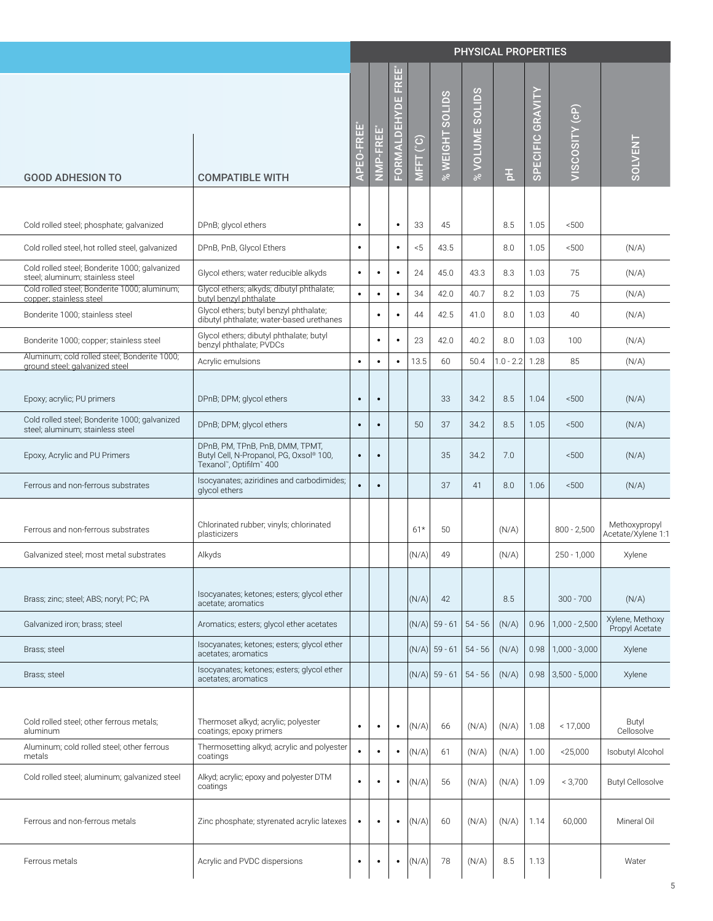| GOOD ADHESION TO | COMPATIBLE WITH | PHYSICAL PROPERTIES | | | | | | | | | |
|---|---|---|---|---|---|---|---|---|---|---|---|
| | | APEO-FREE* | NMP-FREE* | FORMALDEHYDE FREE* | MFFT (°C) | % WEIGHT SOLIDS | % VOLUME SOLIDS | pH | SPECIFIC GRAVITY | VISCOSITY (cP) | SOLVENT |
| | | | | | | | | | | | |
| Cold rolled steel; phosphate; galvanized | DPnB; glycol ethers | • | | • | 33 | 45 | | 8.5 | 1.05 | <500 | |
| Cold rolled steel, hot rolled steel, galvanized | DPnB, PnB, Glycol Ethers | • | | • | <5 | 43.5 | | 8.0 | 1.05 | <500 | (N/A) |
| Cold rolled steel; Bonderite 1000; galvanized steel; aluminum; stainless steel | Glycol ethers; water reducible alkyds | • | • | • | 24 | 45.0 | 43.3 | 8.3 | 1.03 | 75 | (N/A) |
| Cold rolled steel; Bonderite 1000; aluminum; copper; stainless steel | Glycol ethers; alkyds; dibutyl phthalate; butyl benzyl phthalate | • | • | • | 34 | 42.0 | 40.7 | 8.2 | 1.03 | 75 | (N/A) |
| Bonderite 1000; stainless steel | Glycol ethers; butyl benzyl phthalate; dibutyl phthalate; water-based urethanes | | • | • | 44 | 42.5 | 41.0 | 8.0 | 1.03 | 40 | (N/A) |
| Bonderite 1000; copper; stainless steel | Glycol ethers; dibutyl phthalate; butyl benzyl phthalate; PVDCs | | • | • | 23 | 42.0 | 40.2 | 8.0 | 1.03 | 100 | (N/A) |
| Aluminum; cold rolled steel; Bonderite 1000; ground steel; galvanized steel | Acrylic emulsions | • | • | • | 13.5 | 60 | 50.4 | 1.0 - 2.2 | 1.28 | 85 | (N/A) |
| | | | | | | | | | | | |
| Epoxy; acrylic; PU primers | DPnB; DPM; glycol ethers | • | • | | | 33 | 34.2 | 8.5 | 1.04 | <500 | (N/A) |
| Cold rolled steel; Bonderite 1000; galvanized steel; aluminum; stainless steel | DPnB; DPM; glycol ethers | • | • | | 50 | 37 | 34.2 | 8.5 | 1.05 | <500 | (N/A) |
| Epoxy, Acrylic and PU Primers | DPnB, PM, TPnB, PnB, DMM, TPMT, Butyl Cell, N-Propanol, PG, Oxsol® 100, Texanol™, Optifilm™ 400 | • | • | | | 35 | 34.2 | 7.0 | | <500 | (N/A) |
| Ferrous and non-ferrous substrates | Isocyanates; aziridines and carbodimides; glycol ethers | • | • | | | 37 | 41 | 8.0 | 1.06 | <500 | (N/A) |
| | | | | | | | | | | | |
| Ferrous and non-ferrous substrates | Chlorinated rubber; vinyls; chlorinated plasticizers | | | | 61* | 50 | | (N/A) | | 800 - 2,500 | Methoxypropyl Acetate/Xylene 1:1 |
| Galvanized steel; most metal substrates | Alkyds | | | | (N/A) | 49 | | (N/A) | | 250 - 1,000 | Xylene |
| | | | | | | | | | | | |
| Brass; zinc; steel; ABS; noryl; PC; PA | Isocyanates; ketones; esters; glycol ether acetate; aromatics | | | | (N/A) | 42 | | 8.5 | | 300 - 700 | (N/A) |
| Galvanized iron; brass; steel | Aromatics; esters; glycol ether acetates | | | | (N/A) | 59 - 61 | 54 - 56 | (N/A) | 0.96 | 1,000 - 2,500 | Xylene, Methoxy Propyl Acetate |
| Brass; steel | Isocyanates; ketones; esters; glycol ether acetates; aromatics | | | | (N/A) | 59 - 61 | 54 - 56 | (N/A) | 0.98 | 1,000 - 3,000 | Xylene |
| Brass; steel | Isocyanates; ketones; esters; glycol ether acetates; aromatics | | | | (N/A) | 59 - 61 | 54 - 56 | (N/A) | 0.98 | 3,500 - 5,000 | Xylene |
| | | | | | | | | | | | |
| Cold rolled steel; other ferrous metals; aluminum | Thermoset alkyd; acrylic; polyester coatings; epoxy primers | • | • | • | (N/A) | 66 | (N/A) | (N/A) | 1.08 | < 17,000 | Butyl Cellosolve |
| Aluminum; cold rolled steel; other ferrous metals | Thermosetting alkyd; acrylic and polyester coatings | • | • | • | (N/A) | 61 | (N/A) | (N/A) | 1.00 | <25,000 | Isobutyl Alcohol |
| Cold rolled steel; aluminum; galvanized steel | Alkyd; acrylic; epoxy and polyester DTM coatings | • | • | • | (N/A) | 56 | (N/A) | (N/A) | 1.09 | < 3,700 | Butyl Cellosolve |
| Ferrous and non-ferrous metals | Zinc phosphate; styrenated acrylic latexes | • | • | • | (N/A) | 60 | (N/A) | (N/A) | 1.14 | 60,000 | Mineral Oil |
| Ferrous metals | Acrylic and PVDC dispersions | • | • | • | (N/A) | 78 | (N/A) | 8.5 | 1.13 | | Water |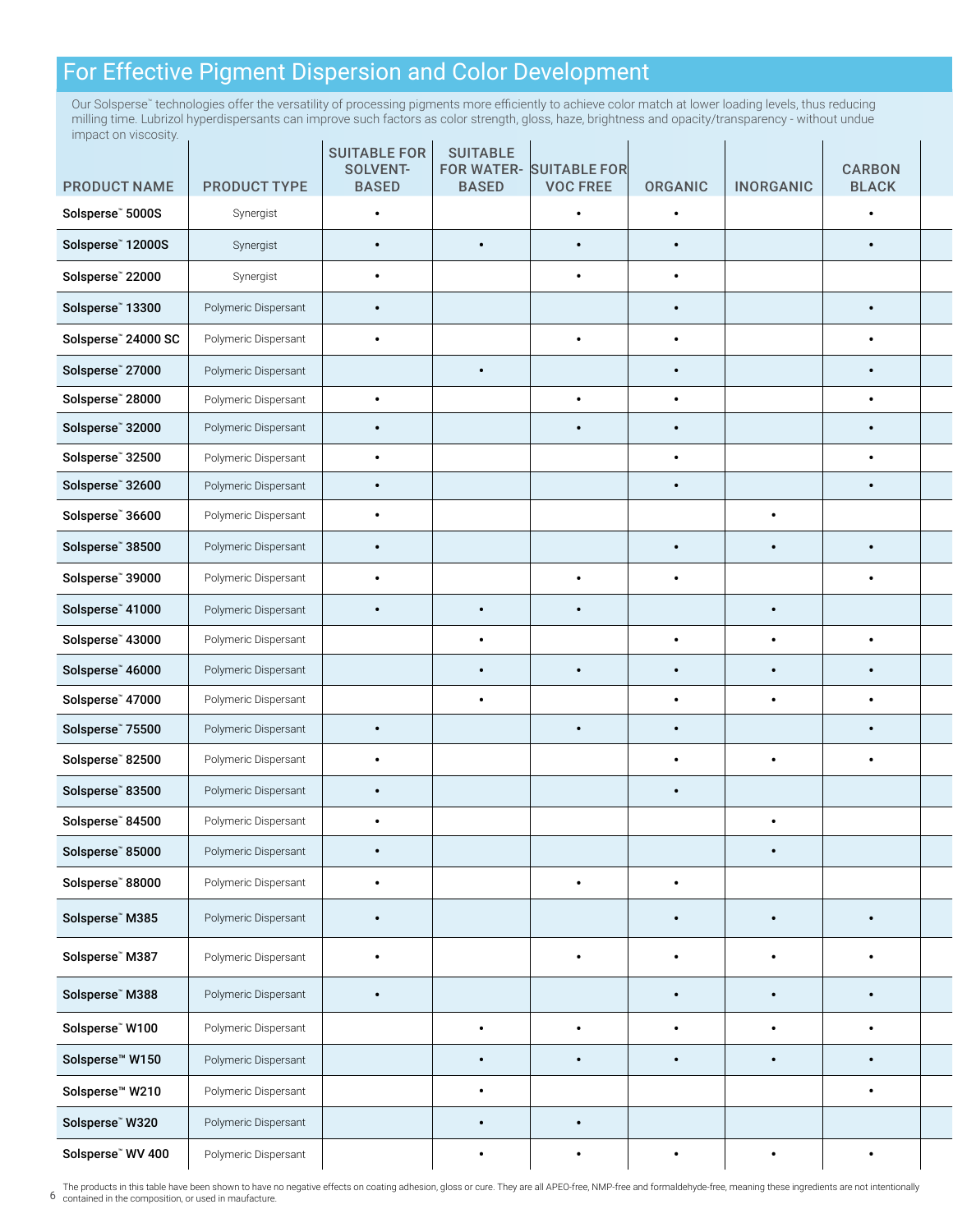# For Effective Pigment Dispersion and Color Development

Our Solsperse™ technologies offer the versatility of processing pigments more efficiently to achieve color match at lower loading levels, thus reducing milling time. Lubrizol hyperdispersants can improve such factors as color strength, gloss, haze, brightness and opacity/transparency - without undue impact on viscosity.

| PRODUCT NAME | PRODUCT TYPE | SUITABLE FOR SOLVENT-BASED | SUITABLE FOR WATER-BASED | SUITABLE FOR VOC FREE | ORGANIC | INORGANIC | CARBON BLACK |
|---|---|---|---|---|---|---|---|
| **Solsperse™ 5000S** | Synergist | • | | • | • | | • |
| **Solsperse™ 12000S** | Synergist | • | • | • | • | | • |
| **Solsperse™ 22000** | Synergist | • | | • | • | | |
| **Solsperse™ 13300** | Polymeric Dispersant | • | | | • | | • |
| **Solsperse™ 24000 SC** | Polymeric Dispersant | • | | • | • | | • |
| **Solsperse™ 27000** | Polymeric Dispersant | | • | | • | | • |
| **Solsperse™ 28000** | Polymeric Dispersant | • | | • | • | | • |
| **Solsperse™ 32000** | Polymeric Dispersant | • | | • | • | | • |
| **Solsperse™ 32500** | Polymeric Dispersant | • | | | • | | • |
| **Solsperse™ 32600** | Polymeric Dispersant | • | | | • | | • |
| **Solsperse™ 36600** | Polymeric Dispersant | • | | | | • | |
| **Solsperse™ 38500** | Polymeric Dispersant | • | | | • | • | • |
| **Solsperse™ 39000** | Polymeric Dispersant | • | | • | • | | • |
| **Solsperse™ 41000** | Polymeric Dispersant | • | • | • | | • | |
| **Solsperse™ 43000** | Polymeric Dispersant | | • | | • | • | • |
| **Solsperse™ 46000** | Polymeric Dispersant | | • | • | • | • | • |
| **Solsperse™ 47000** | Polymeric Dispersant | | • | | • | • | • |
| **Solsperse™ 75500** | Polymeric Dispersant | • | | • | • | | • |
| **Solsperse™ 82500** | Polymeric Dispersant | • | | | • | • | • |
| **Solsperse™ 83500** | Polymeric Dispersant | • | | | • | | |
| **Solsperse™ 84500** | Polymeric Dispersant | • | | | | • | |
| **Solsperse™ 85000** | Polymeric Dispersant | • | | | | • | |
| **Solsperse™ 88000** | Polymeric Dispersant | • | | • | • | | |
| **Solsperse™ M385** | Polymeric Dispersant | • | | | • | • | • |
| **Solsperse™ M387** | Polymeric Dispersant | • | | • | • | • | • |
| **Solsperse™ M388** | Polymeric Dispersant | • | | | • | • | • |
| **Solsperse™ W100** | Polymeric Dispersant | | • | • | • | • | • |
| **Solsperse™ W150** | Polymeric Dispersant | | • | • | • | • | • |
| **Solsperse™ W210** | Polymeric Dispersant | | • | | | | • |
| **Solsperse™ W320** | Polymeric Dispersant | | • | • | | | |
| **Solsperse™ WV 400** | Polymeric Dispersant | | • | • | • | • | • |

The products in this table have been shown to have no negative effects on coating adhesion, gloss or cure. They are all APEO-free, NMP-free and formaldehyde-free, meaning these ingredients are not intentionally contained in the composition, or used in maufacture.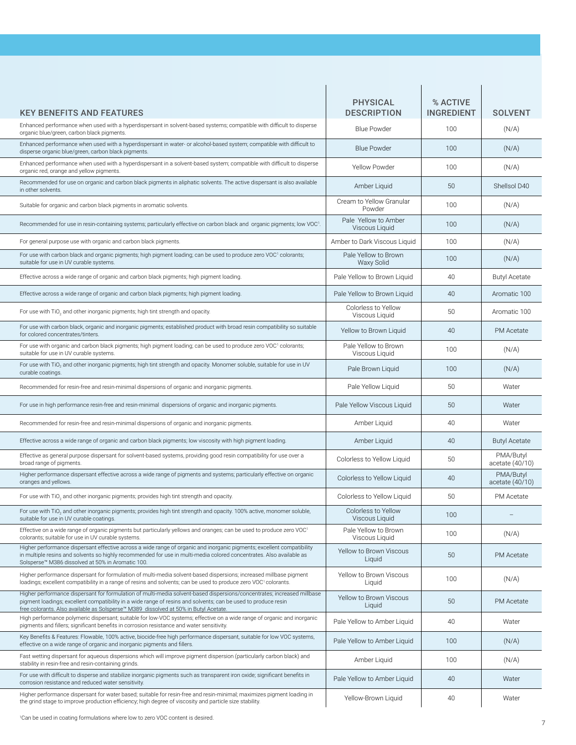| KEY BENEFITS AND FEATURES | PHYSICAL DESCRIPTION | % ACTIVE INGREDIENT | SOLVENT |
|---|---|---|---|
| Enhanced performance when used with a hyperdispersant in solvent-based systems; compatible with difficult to disperse organic blue/green, carbon black pigments. | Blue Powder | 100 | (N/A) |
| Enhanced performance when used with a hyperdispersant in water- or alcohol-based system; compatible with difficult to disperse organic blue/green, carbon black pigments. | Blue Powder | 100 | (N/A) |
| Enhanced performance when used with a hyperdispersant in a solvent-based system; compatible with difficult to disperse organic red, orange and yellow pigments. | Yellow Powder | 100 | (N/A) |
| Recommended for use on organic and carbon black pigments in aliphatic solvents. The active dispersant is also available in other solvents. | Amber Liquid | 50 | Shellsol D40 |
| Suitable for organic and carbon black pigments in aromatic solvents. | Cream to Yellow Granular Powder | 100 | (N/A) |
| Recommended for use in resin-containing systems; particularly effective on carbon black and organic pigments; low VOC[1]. | Pale Yellow to Amber Viscous Liquid | 100 | (N/A) |
| For general purpose use with organic and carbon black pigments. | Amber to Dark Viscous Liquid | 100 | (N/A) |
| For use with carbon black and organic pigments; high pigment loading; can be used to produce zero VOC[1] colorants; suitable for use in UV curable systems. | Pale Yellow to Brown Waxy Solid | 100 | (N/A) |
| Effective across a wide range of organic and carbon black pigments; high pigment loading. | Pale Yellow to Brown Liquid | 40 | Butyl Acetate |
| Effective across a wide range of organic and carbon black pigments; high pigment loading. | Pale Yellow to Brown Liquid | 40 | Aromatic 100 |
| For use with $TiO_2$ and other inorganic pigments; high tint strength and opacity. | Colorless to Yellow Viscous Liquid | 50 | Aromatic 100 |
| For use with carbon black, organic and inorganic pigments; established product with broad resin compatibility so suitable for colored concentrates/tinters. | Yellow to Brown Liquid | 40 | PM Acetate |
| For use with organic and carbon black pigments; high pigment loading; can be used to produce zero VOC[1] colorants; suitable for use in UV curable systems. | Pale Yellow to Brown Viscous Liquid | 100 | (N/A) |
| For use with $TiO_2$ and other inorganic pigments; high tint strength and opacity. Monomer soluble, suitable for use in UV curable coatings. | Pale Brown Liquid | 100 | (N/A) |
| Recommended for resin-free and resin-minimal dispersions of organic and inorganic pigments. | Pale Yellow Liquid | 50 | Water |
| For use in high performance resin-free and resin-minimal dispersions of organic and inorganic pigments. | Pale Yellow Viscous Liquid | 50 | Water |
| Recommended for resin-free and resin-minimal dispersions of organic and inorganic pigments. | Amber Liquid | 40 | Water |
| Effective across a wide range of organic and carbon black pigments; low viscosity with high pigment loading. | Amber Liquid | 40 | Butyl Acetate |
| Effective as general purpose dispersant for solvent-based systems, providing good resin compatibility for use over a broad range of pigments. | Colorless to Yellow Liquid | 50 | PMA/Butyl acetate (40/10) |
| Higher performance dispersant effective across a wide range of pigments and systems; particularly effective on organic oranges and yellows. | Colorless to Yellow Liquid | 40 | PMA/Butyl acetate (40/10) |
| For use with $TiO_2$ and other inorganic pigments; provides high tint strength and opacity. | Colorless to Yellow Liquid | 50 | PM Acetate |
| For use with $TiO_2$ and other inorganic pigments; provides high tint strength and opacity. 100% active, monomer soluble, suitable for use in UV curable coatings. | Colorless to Yellow Viscous Liquid | 100 | – |
| Effective on a wide range of organic pigments but particularly yellows and oranges; can be used to produce zero VOC[1] colorants; suitable for use in UV curable systems. | Pale Yellow to Brown Viscous Liquid | 100 | (N/A) |
| Higher performance dispersant effective across a wide range of organic and inorganic pigments; excellent compatibility in multiple resins and solvents so highly recommended for use in multi-media colored concentrates. Also available as Solsperse™ M386 dissolved at 50% in Aromatic 100. | Yellow to Brown Viscous Liquid | 50 | PM Acetate |
| Higher performance dispersant for formulation of multi-media solvent-based dispersions; increased millbase pigment loadings; excellent compatibility in a range of resins and solvents; can be used to produce zero VOC[1] colorants. | Yellow to Brown Viscous Liquid | 100 | (N/A) |
| Higher performance dispersant for formulation of multi-media solvent-based dispersions/concentrates; increased millbase pigment loadings; excellent compatibility in a wide range of resins and solvents; can be used to produce resin free colorants. Also available as Solsperse™ M389 dissolved at 50% in Butyl Acetate. | Yellow to Brown Viscous Liquid | 50 | PM Acetate |
| High performance polymeric dispersant; suitable for low-VOC systems; effective on a wide range of organic and inorganic pigments and fillers; significant benefits in corrosion resistance and water sensitivity. | Pale Yellow to Amber Liquid | 40 | Water |
| Key Benefits & Features: Flowable, 100% active, biocide-free high performance dispersant, suitable for low VOC systems, effective on a wide range of organic and inorganic pigments and fillers. | Pale Yellow to Amber Liquid | 100 | (N/A) |
| Fast wetting dispersant for aqueous dispersions which will improve pigment dispersion (particularly carbon black) and stability in resin-free and resin-containing grinds. | Amber Liquid | 100 | (N/A) |
| For use with difficult to disperse and stabilize inorganic pigments such as transparent iron oxide; significant benefits in corrosion resistance and reduced water sensitivity. | Pale Yellow to Amber Liquid | 40 | Water |
| Higher performance dispersant for water based; suitable for resin-free and resin-minimal; maximizes pigment loading in the grind stage to improve production efficiency; high degree of viscosity and particle size stability. | Yellow-Brown Liquid | 40 | Water |

[1]Can be used in coating formulations where low to zero VOC content is desired.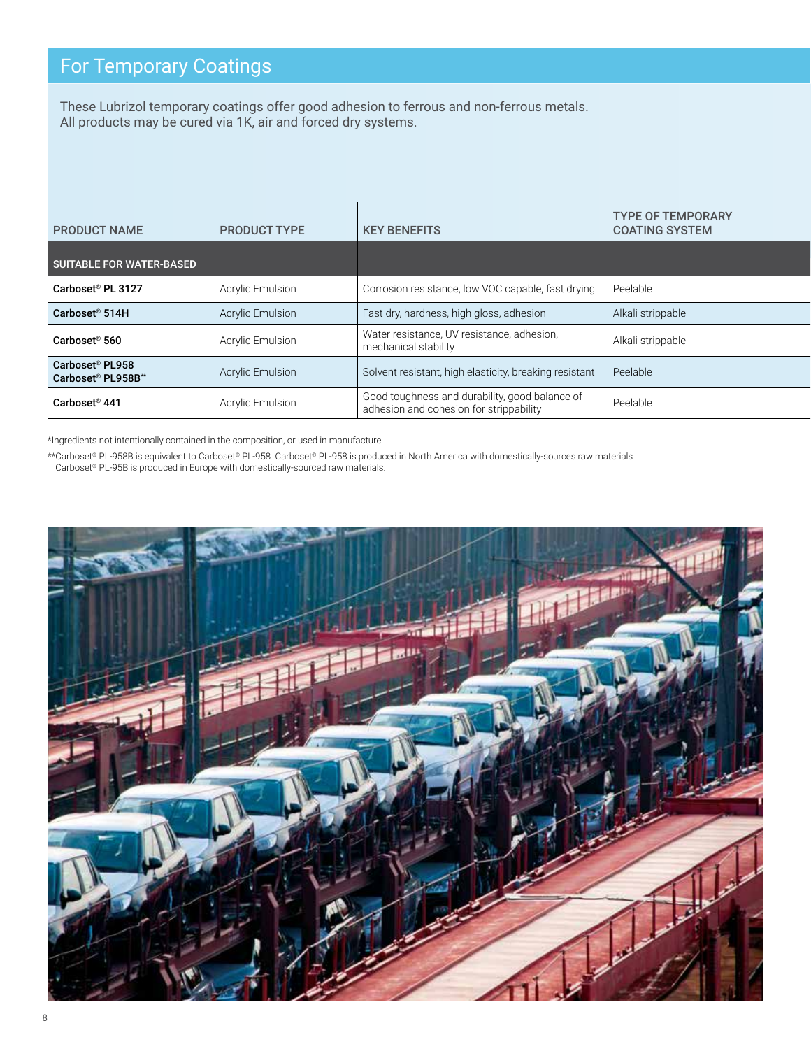## For Temporary Coatings

These Lubrizol temporary coatings offer good adhesion to ferrous and non-ferrous metals.
All products may be cured via 1K, air and forced dry systems.

| PRODUCT NAME | PRODUCT TYPE | KEY BENEFITS | TYPE OF TEMPORARY COATING SYSTEM |
|---|---|---|---|
| **SUITABLE FOR WATER-BASED** | | | |
| **Carboset® PL 3127** | Acrylic Emulsion | Corrosion resistance, low VOC capable, fast drying | Peelable |
| **Carboset® 514H** | Acrylic Emulsion | Fast dry, hardness, high gloss, adhesion | Alkali strippable |
| **Carboset® 560** | Acrylic Emulsion | Water resistance, UV resistance, adhesion, mechanical stability | Alkali strippable |
| **Carboset® PL958 Carboset® PL958B**** | Acrylic Emulsion | Solvent resistant, high elasticity, breaking resistant | Peelable |
| **Carboset® 441** | Acrylic Emulsion | Good toughness and durability, good balance of adhesion and cohesion for strippability | Peelable |

*Ingredients not intentionally contained in the composition, or used in manufacture.

**Carboset® PL-958B is equivalent to Carboset® PL-958. Carboset® PL-958 is produced in North America with domestically-sources raw materials. Carboset® PL-95B is produced in Europe with domestically-sourced raw materials.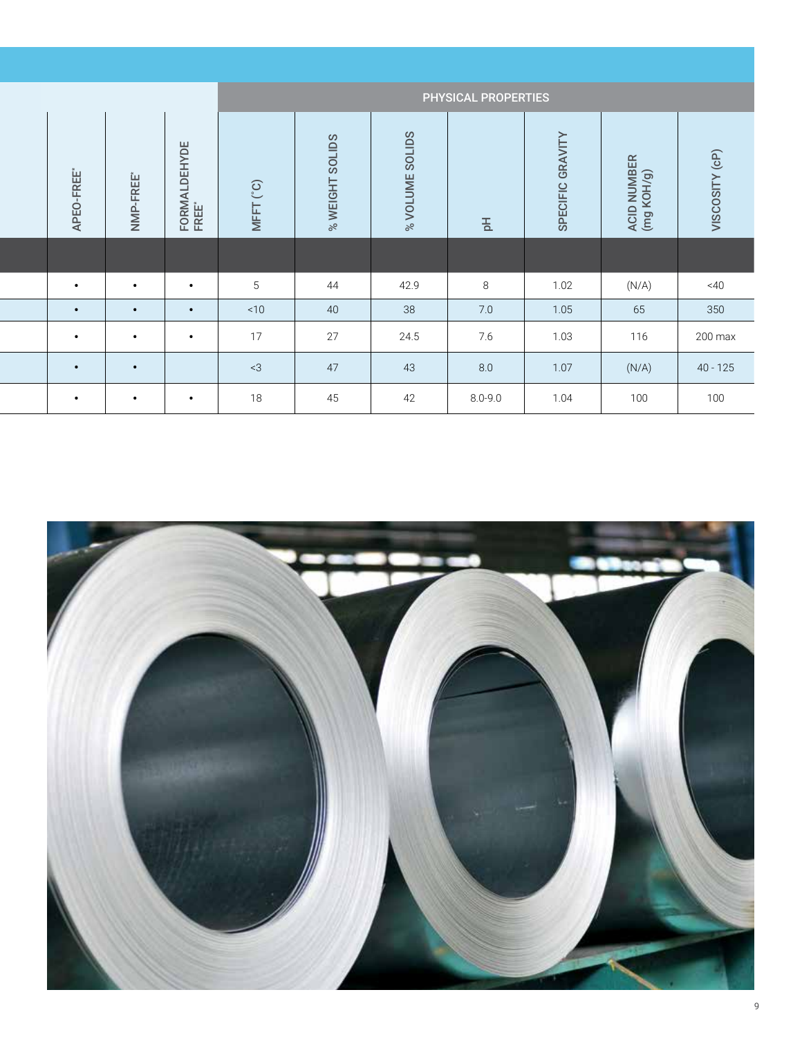| | APEO-FREE* | NMP-FREE* | FORMALDEHYDE FREE* | PHYSICAL PROPERTIES | | | | | | |
|---|---|---|---|---|---|---|---|---|---|---|
| | | | | MFFT (°C) | % WEIGHT SOLIDS | % VOLUME SOLIDS | pH | SPECIFIC GRAVITY | ACID NUMBER (mg KOH/g) | VISCOSITY (cP) |
| | • | • | • | 5 | 44 | 42.9 | 8 | 1.02 | (N/A) | <40 |
| | • | • | • | <10 | 40 | 38 | 7.0 | 1.05 | 65 | 350 |
| | • | • | • | 17 | 27 | 24.5 | 7.6 | 1.03 | 116 | 200 max |
| | • | • | | <3 | 47 | 43 | 8.0 | 1.07 | (N/A) | 40 - 125 |
| | • | • | • | 18 | 45 | 42 | 8.0-9.0 | 1.04 | 100 | 100 |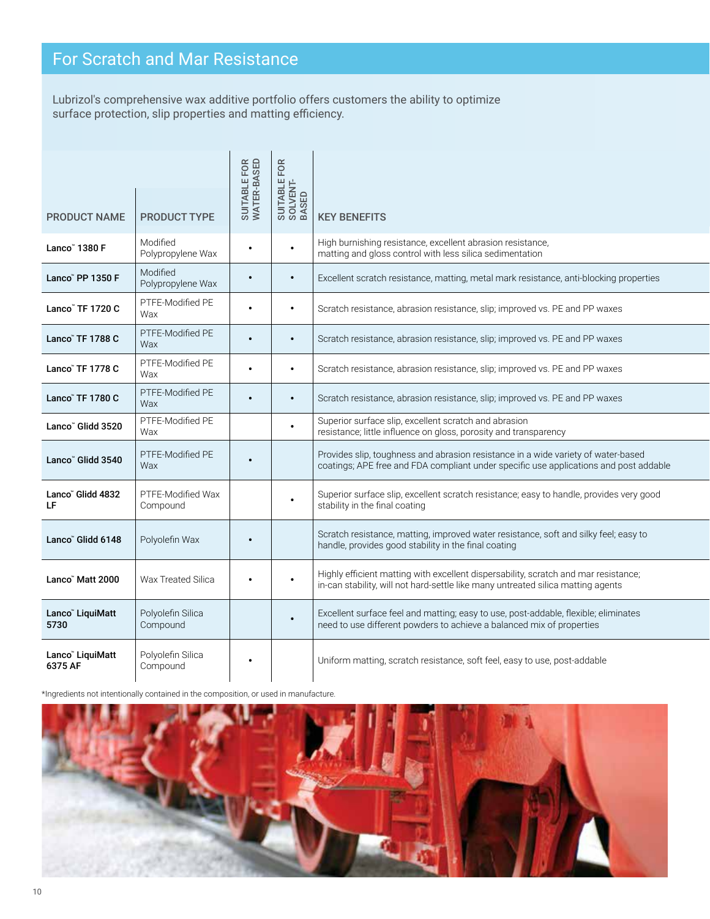# For Scratch and Mar Resistance

Lubrizol's comprehensive wax additive portfolio offers customers the ability to optimize surface protection, slip properties and matting efficiency.

| PRODUCT NAME | PRODUCT TYPE | SUITABLE FOR WATER-BASED | SUITABLE FOR SOLVENT-BASED | KEY BENEFITS |
|---|---|---|---|---|
| **Lanco™ 1380 F** | Modified Polypropylene Wax | • | • | High burnishing resistance, excellent abrasion resistance, matting and gloss control with less silica sedimentation |
| **Lanco™ PP 1350 F** | Modified Polypropylene Wax | • | • | Excellent scratch resistance, matting, metal mark resistance, anti-blocking properties |
| **Lanco™ TF 1720 C** | PTFE-Modified PE Wax | • | • | Scratch resistance, abrasion resistance, slip; improved vs. PE and PP waxes |
| **Lanco™ TF 1788 C** | PTFE-Modified PE Wax | • | • | Scratch resistance, abrasion resistance, slip; improved vs. PE and PP waxes |
| **Lanco™ TF 1778 C** | PTFE-Modified PE Wax | • | • | Scratch resistance, abrasion resistance, slip; improved vs. PE and PP waxes |
| **Lanco™ TF 1780 C** | PTFE-Modified PE Wax | • | • | Scratch resistance, abrasion resistance, slip; improved vs. PE and PP waxes |
| **Lanco™ Glidd 3520** | PTFE-Modified PE Wax | | • | Superior surface slip, excellent scratch and abrasion resistance; little influence on gloss, porosity and transparency |
| **Lanco™ Glidd 3540** | PTFE-Modified PE Wax | • | | Provides slip, toughness and abrasion resistance in a wide variety of water-based coatings; APE free and FDA compliant under specific use applications and post addable |
| **Lanco™ Glidd 4832 LF** | PTFE-Modified Wax Compound | | • | Superior surface slip, excellent scratch resistance; easy to handle, provides very good stability in the final coating |
| **Lanco™ Glidd 6148** | Polyolefin Wax | • | | Scratch resistance, matting, improved water resistance, soft and silky feel; easy to handle, provides good stability in the final coating |
| **Lanco™ Matt 2000** | Wax Treated Silica | • | • | Highly efficient matting with excellent dispersability, scratch and mar resistance; in-can stability, will not hard-settle like many untreated silica matting agents |
| **Lanco™ LiquiMatt 5730** | Polyolefin Silica Compound | | • | Excellent surface feel and matting; easy to use, post-addable, flexible; eliminates need to use different powders to achieve a balanced mix of properties |
| **Lanco™ LiquiMatt 6375 AF** | Polyolefin Silica Compound | • | | Uniform matting, scratch resistance, soft feel, easy to use, post-addable |

*Ingredients not intentionally contained in the composition, or used in manufacture.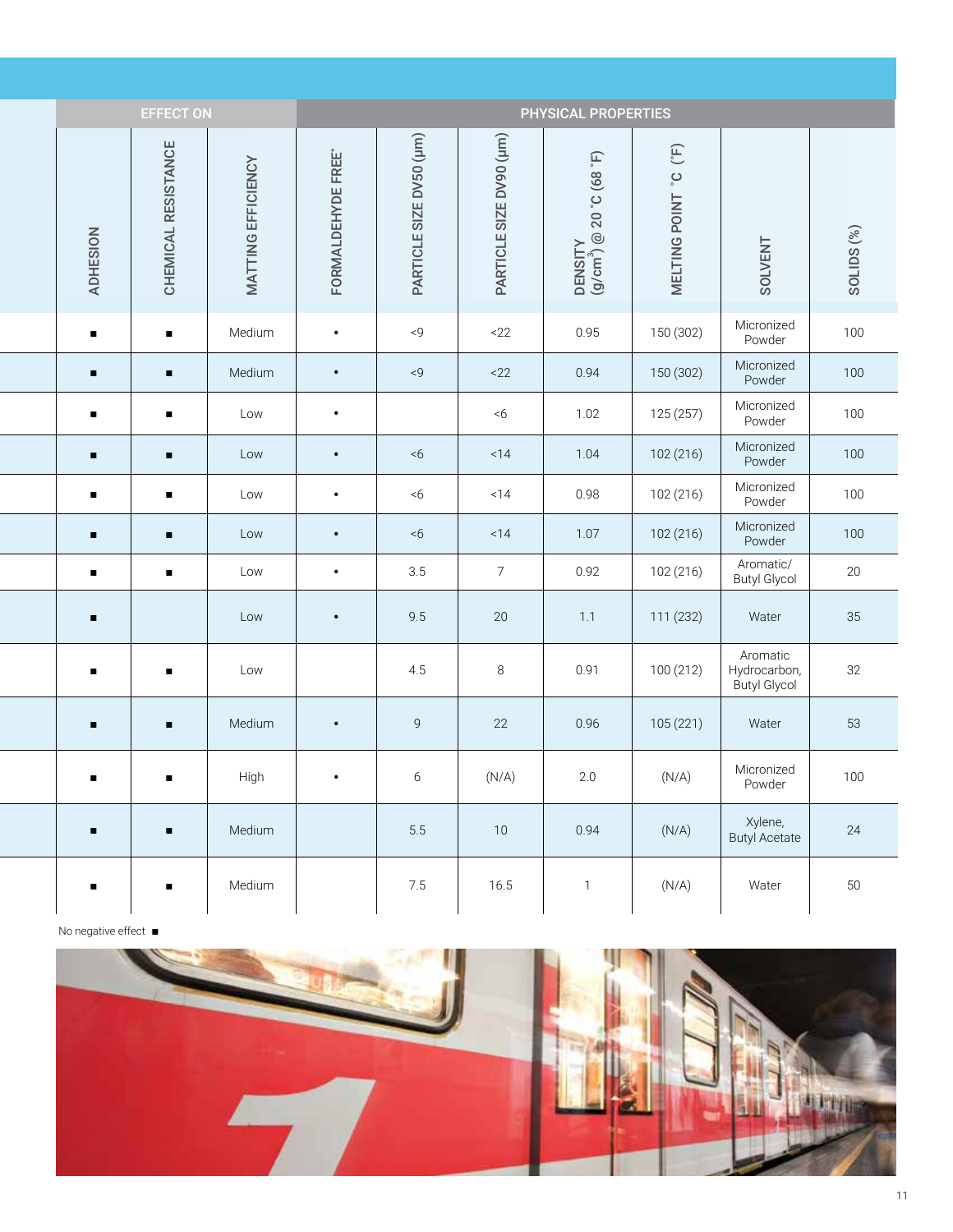| EFFECT ON | | | PHYSICAL PROPERTIES | | | | | | |
|---|---|---|---|---|---|---|---|---|---|
| ADHESION | CHEMICAL RESISTANCE | MATTING EFFICIENCY | FORMALDEHYDE FREE* | PARTICLE SIZE DV50 (µm) | PARTICLE SIZE DV90 (µm) | DENSITY (g/cm$^3$) @ 20 °C (68 °F) | MELTING POINT °C (°F) | SOLVENT | SOLIDS (%) |
| ■ | ■ | Medium | • | <9 | <22 | 0.95 | 150 (302) | Micronized Powder | 100 |
| ■ | ■ | Medium | • | <9 | <22 | 0.94 | 150 (302) | Micronized Powder | 100 |
| ■ | ■ | Low | • | | <6 | 1.02 | 125 (257) | Micronized Powder | 100 |
| ■ | ■ | Low | • | <6 | <14 | 1.04 | 102 (216) | Micronized Powder | 100 |
| ■ | ■ | Low | • | <6 | <14 | 0.98 | 102 (216) | Micronized Powder | 100 |
| ■ | ■ | Low | • | <6 | <14 | 1.07 | 102 (216) | Micronized Powder | 100 |
| ■ | ■ | Low | • | 3.5 | 7 | 0.92 | 102 (216) | Aromatic/ Butyl Glycol | 20 |
| ■ | | Low | • | 9.5 | 20 | 1.1 | 111 (232) | Water | 35 |
| ■ | ■ | Low | | 4.5 | 8 | 0.91 | 100 (212) | Aromatic Hydrocarbon, Butyl Glycol | 32 |
| ■ | ■ | Medium | • | 9 | 22 | 0.96 | 105 (221) | Water | 53 |
| ■ | ■ | High | • | 6 | (N/A) | 2.0 | (N/A) | Micronized Powder | 100 |
| ■ | ■ | Medium | | 5.5 | 10 | 0.94 | (N/A) | Xylene, Butyl Acetate | 24 |
| ■ | ■ | Medium | | 7.5 | 16.5 | 1 | (N/A) | Water | 50 |

No negative effect ■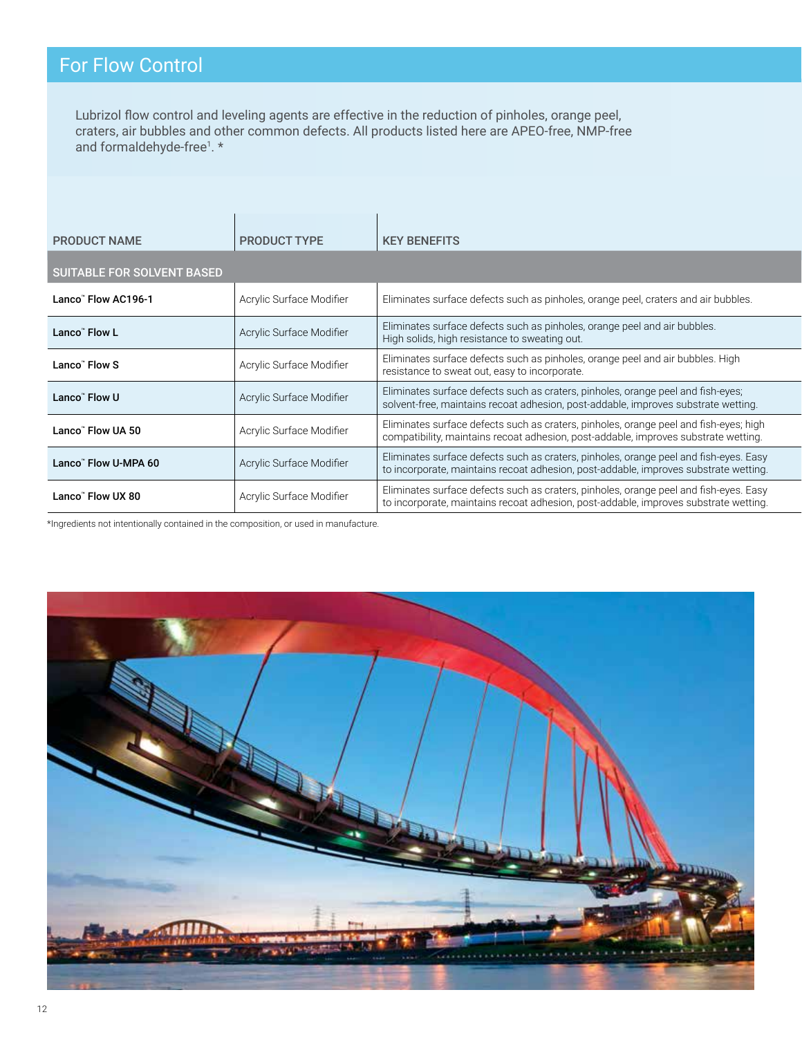## For Flow Control

Lubrizol flow control and leveling agents are effective in the reduction of pinholes, orange peel, craters, air bubbles and other common defects. All products listed here are APEO-free, NMP-free and formaldehyde-free[1]. *

| PRODUCT NAME | PRODUCT TYPE | KEY BENEFITS |
|---|---|---|
| **SUITABLE FOR SOLVENT BASED** | | |
| **Lanco™ Flow AC196-1** | Acrylic Surface Modifier | Eliminates surface defects such as pinholes, orange peel, craters and air bubbles. |
| **Lanco™ Flow L** | Acrylic Surface Modifier | Eliminates surface defects such as pinholes, orange peel and air bubbles. High solids, high resistance to sweating out. |
| **Lanco™ Flow S** | Acrylic Surface Modifier | Eliminates surface defects such as pinholes, orange peel and air bubbles. High resistance to sweat out, easy to incorporate. |
| **Lanco™ Flow U** | Acrylic Surface Modifier | Eliminates surface defects such as craters, pinholes, orange peel and fish-eyes; solvent-free, maintains recoat adhesion, post-addable, improves substrate wetting. |
| **Lanco™ Flow UA 50** | Acrylic Surface Modifier | Eliminates surface defects such as craters, pinholes, orange peel and fish-eyes; high compatibility, maintains recoat adhesion, post-addable, improves substrate wetting. |
| **Lanco™ Flow U-MPA 60** | Acrylic Surface Modifier | Eliminates surface defects such as craters, pinholes, orange peel and fish-eyes. Easy to incorporate, maintains recoat adhesion, post-addable, improves substrate wetting. |
| **Lanco™ Flow UX 80** | Acrylic Surface Modifier | Eliminates surface defects such as craters, pinholes, orange peel and fish-eyes. Easy to incorporate, maintains recoat adhesion, post-addable, improves substrate wetting. |

*Ingredients not intentionally contained in the composition, or used in manufacture.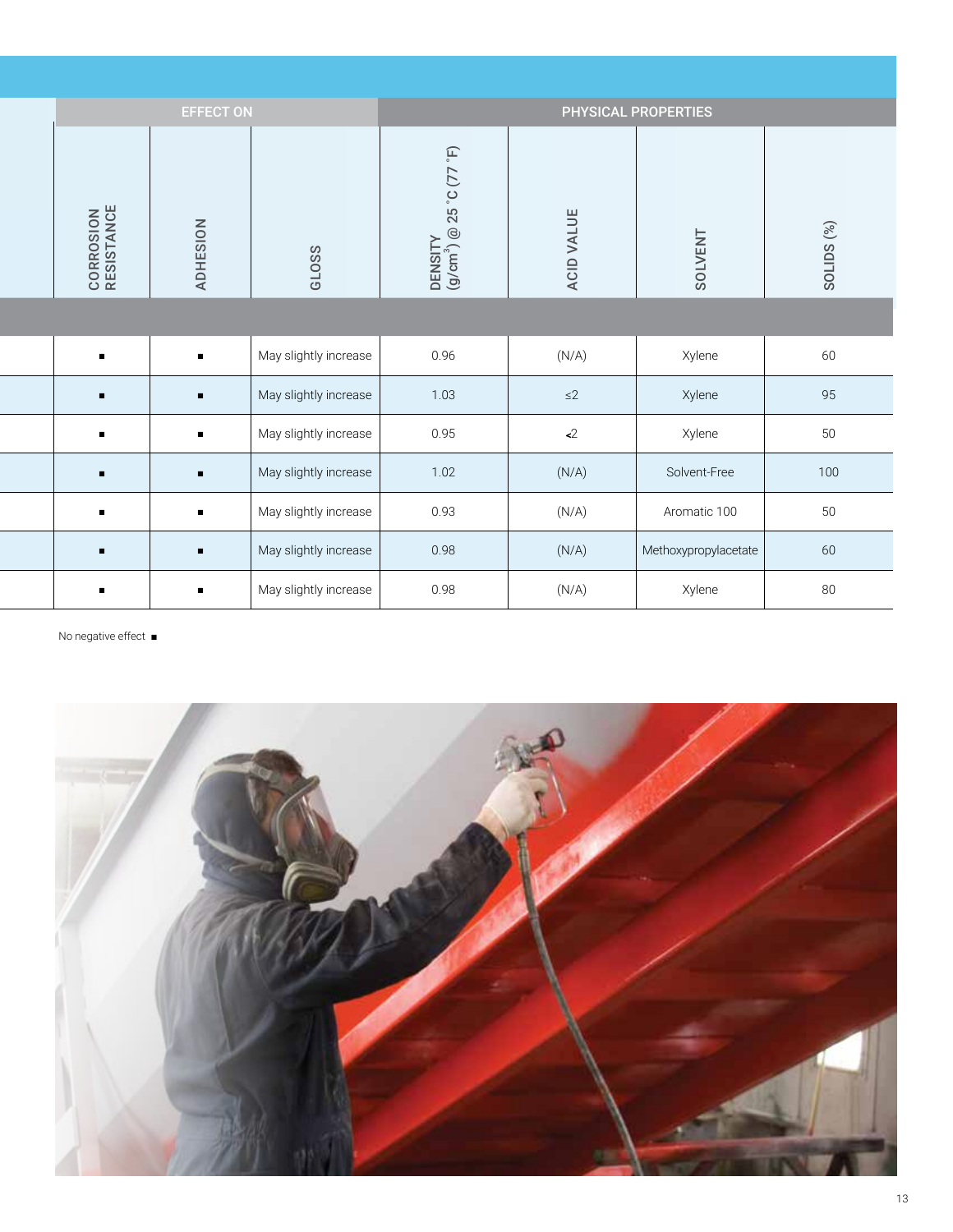| EFFECT ON | | | PHYSICAL PROPERTIES | | | |
|---|---|---|---|---|---|---|
| CORROSION RESISTANCE | ADHESION | GLOSS | DENSITY ($g/cm^3$) @ 25 °C (77 °F) | ACID VALUE | SOLVENT | SOLIDS (%) |
| ■ | ■ | May slightly increase | 0.96 | (N/A) | Xylene | 60 |
| ■ | ■ | May slightly increase | 1.03 | ≤2 | Xylene | 95 |
| ■ | ■ | May slightly increase | 0.95 | <2 | Xylene | 50 |
| ■ | ■ | May slightly increase | 1.02 | (N/A) | Solvent-Free | 100 |
| ■ | ■ | May slightly increase | 0.93 | (N/A) | Aromatic 100 | 50 |
| ■ | ■ | May slightly increase | 0.98 | (N/A) | Methoxypropylacetate | 60 |
| ■ | ■ | May slightly increase | 0.98 | (N/A) | Xylene | 80 |

No negative effect ■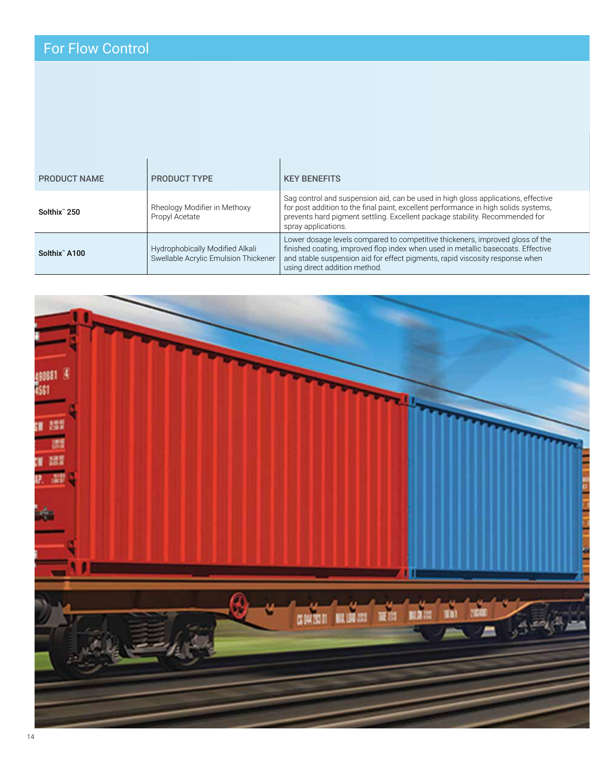## For Flow Control

| PRODUCT NAME | PRODUCT TYPE | KEY BENEFITS |
|---|---|---|
| **Solthix™ 250** | Rheology Modifier in Methoxy Propyl Acetate | Sag control and suspension aid, can be used in high gloss applications, effective for post addition to the final paint, excellent performance in high solids systems, prevents hard pigment settling. Excellent package stability. Recommended for spray applications. |
| **Solthix™ A100** | Hydrophobically Modified Alkali Swellable Acrylic Emulsion Thickener | Lower dosage levels compared to competitive thickeners, improved gloss of the finished coating, improved flop index when used in metallic basecoats. Effective and stable suspension aid for effect pigments, rapid viscosity response when using direct addition method. |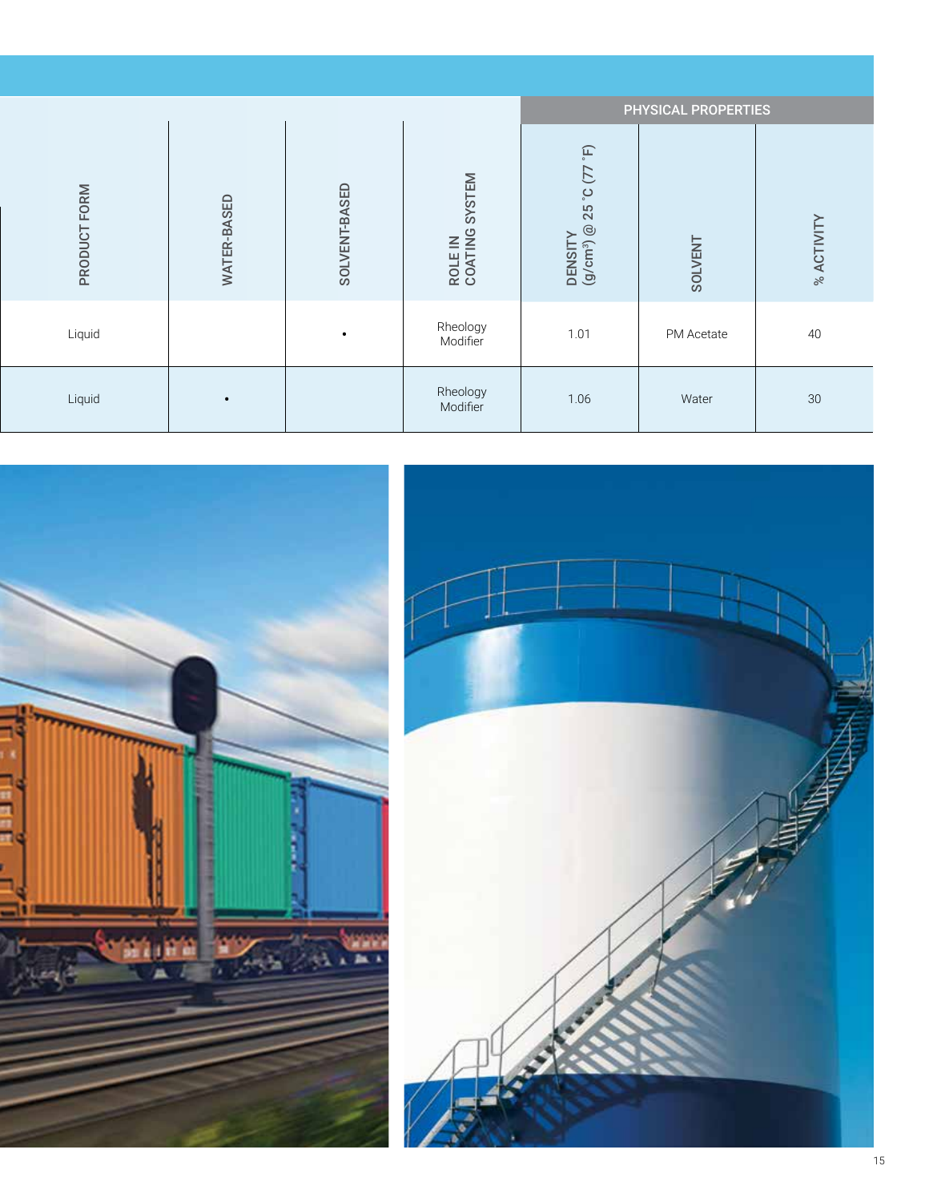| PRODUCT FORM | WATER-BASED | SOLVENT-BASED | ROLE IN COATING SYSTEM | PHYSICAL PROPERTIES | | |
|---|---|---|---|---|---|---|
| | | | | DENSITY (g/cm³) @ 25 °C (77 °F) | SOLVENT | % ACTIVITY |
| Liquid | | • | Rheology Modifier | 1.01 | PM Acetate | 40 |
| Liquid | • | | Rheology Modifier | 1.06 | Water | 30 |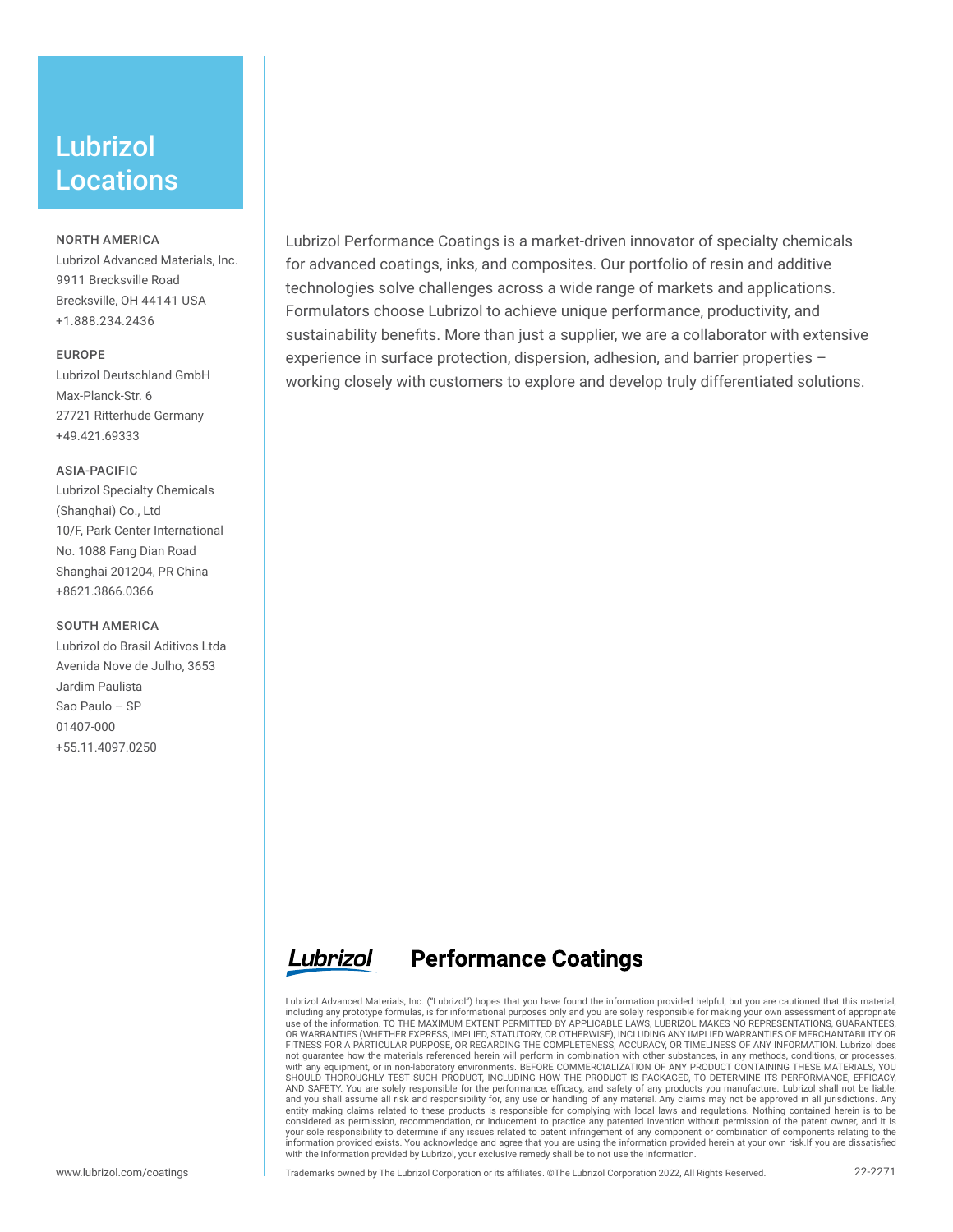# Lubrizol Locations

**NORTH AMERICA**
Lubrizol Advanced Materials, Inc.
9911 Brecksville Road
Brecksville, OH 44141 USA
+1.888.234.2436

**EUROPE**
Lubrizol Deutschland GmbH
Max-Planck-Str. 6
27721 Ritterhude Germany
+49.421.69333

**ASIA-PACIFIC**
Lubrizol Specialty Chemicals (Shanghai) Co., Ltd
10/F, Park Center International
No. 1088 Fang Dian Road
Shanghai 201204, PR China
+8621.3866.0366

**SOUTH AMERICA**
Lubrizol do Brasil Aditivos Ltda
Avenida Nove de Julho, 3653
Jardim Paulista
Sao Paulo – SP
01407-000
+55.11.4097.0250

www.lubrizol.com/coatings

Lubrizol Performance Coatings is a market-driven innovator of specialty chemicals for advanced coatings, inks, and composites. Our portfolio of resin and additive technologies solve challenges across a wide range of markets and applications. Formulators choose Lubrizol to achieve unique performance, productivity, and sustainability benefits. More than just a supplier, we are a collaborator with extensive experience in surface protection, dispersion, adhesion, and barrier properties – working closely with customers to explore and develop truly differentiated solutions.

**Lubrizol | Performance Coatings**

Lubrizol Advanced Materials, Inc. ("Lubrizol") hopes that you have found the information provided helpful, but you are cautioned that this material, including any prototype formulas, is for informational purposes only and you are solely responsible for making your own assessment of appropriate use of the information. TO THE MAXIMUM EXTENT PERMITTED BY APPLICABLE LAWS, LUBRIZOL MAKES NO REPRESENTATIONS, GUARANTEES, OR WARRANTIES (WHETHER EXPRESS, IMPLIED, STATUTORY, OR OTHERWISE), INCLUDING ANY IMPLIED WARRANTIES OF MERCHANTABILITY OR FITNESS FOR A PARTICULAR PURPOSE, OR REGARDING THE COMPLETENESS, ACCURACY, OR TIMELINESS OF ANY INFORMATION. Lubrizol does not guarantee how the materials referenced herein will perform in combination with other substances, in any methods, conditions, or processes, with any equipment, or in non-laboratory environments. BEFORE COMMERCIALIZATION OF ANY PRODUCT CONTAINING THESE MATERIALS, YOU SHOULD THOROUGHLY TEST SUCH PRODUCT, INCLUDING HOW THE PRODUCT IS PACKAGED, TO DETERMINE ITS PERFORMANCE, EFFICACY, AND SAFETY. You are solely responsible for the performance, efficacy, and safety of any products you manufacture. Lubrizol shall not be liable, and you shall assume all risk and responsibility for, any use or handling of any material. Any claims may not be approved in all jurisdictions. Any entity making claims related to these products is responsible for complying with local laws and regulations. Nothing contained herein is to be considered as permission, recommendation, or inducement to practice any patented invention without permission of the patent owner, and it is your sole responsibility to determine if any issues related to patent infringement of any component or combination of components relating to the information provided exists. You acknowledge and agree that you are using the information provided herein at your own risk.If you are dissatisfied with the information provided by Lubrizol, your exclusive remedy shall be to not use the information.

Trademarks owned by The Lubrizol Corporation or its affiliates. ©The Lubrizol Corporation 2022, All Rights Reserved.

22-2271